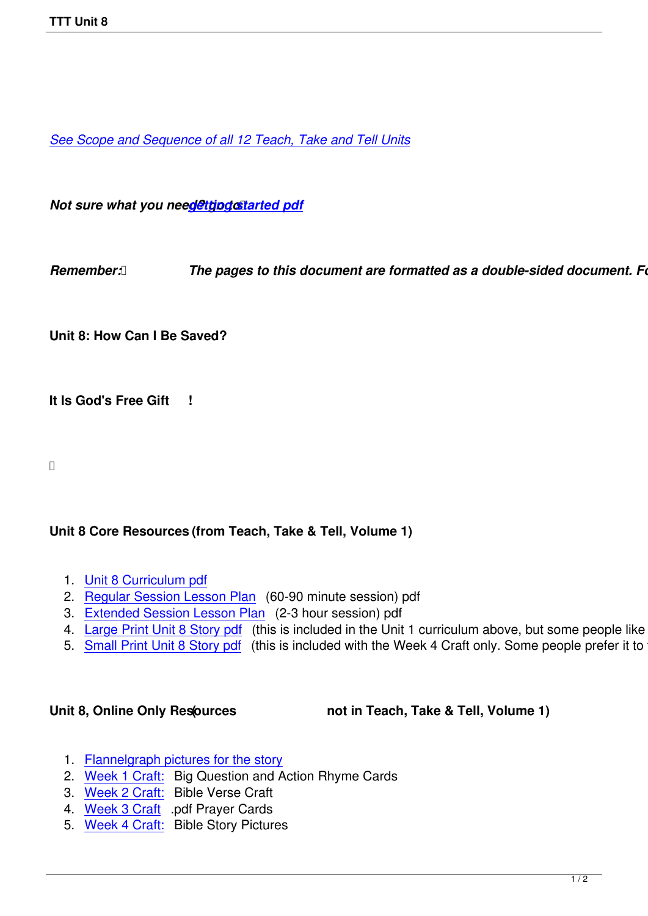*See Scope and Sequence of all 12 Teach, Take and Tell Units*

***Not sure what you need? Go to getting started pdf***

***Remember: The pages to this document are formatted as a double-sided document. Fo***

**Unit 8: How Can I Be Saved?**

**It Is God's Free Gift !**

**Unit 8 Core Resources (from Teach, Take & Tell, Volume 1)**

1. Unit 8 Curriculum pdf
2. Regular Session Lesson Plan (60-90 minute session) pdf
3. Extended Session Lesson Plan (2-3 hour session) pdf
4. Large Print Unit 8 Story pdf (this is included in the Unit 1 curriculum above, but some people like
5. Small Print Unit 8 Story pdf (this is included with the Week 4 Craft only. Some people prefer it to

**Unit 8, Online Only Resources (not in Teach, Take & Tell, Volume 1)**

1. Flannelgraph pictures for the story
2. Week 1 Craft: Big Question and Action Rhyme Cards
3. Week 2 Craft: Bible Verse Craft
4. Week 3 Craft .pdf Prayer Cards
5. Week 4 Craft: Bible Story Pictures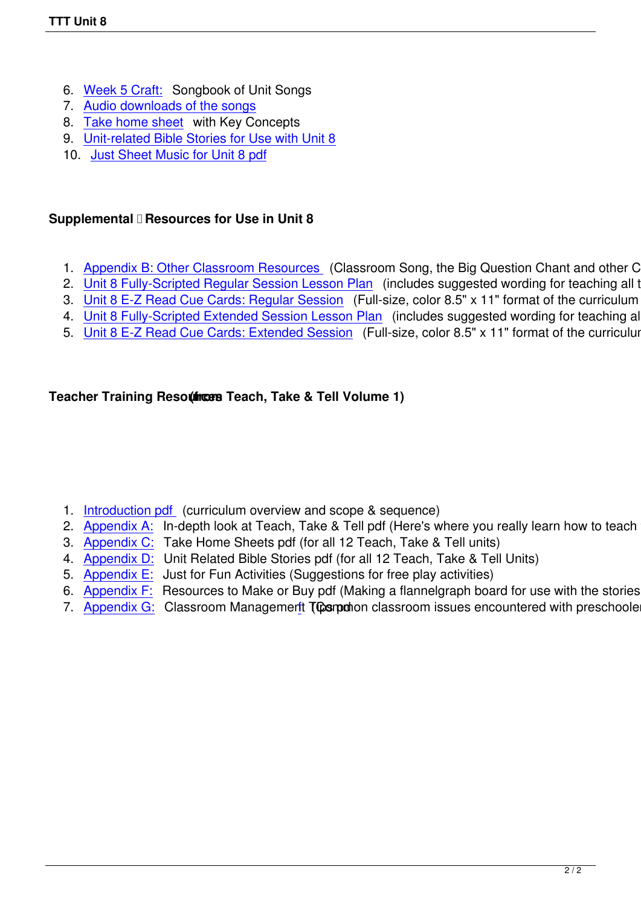6. Week 5 Craft: Songbook of Unit Songs
7. Audio downloads of the songs
8. Take home sheet with Key Concepts
9. Unit-related Bible Stories for Use with Unit 8
10. Just Sheet Music for Unit 8 pdf

## Supplemental Resources for Use in Unit 8

1. Appendix B: Other Classroom Resources (Classroom Song, the Big Question Chant and other C
2. Unit 8 Fully-Scripted Regular Session Lesson Plan (includes suggested wording for teaching all t
3. Unit 8 E-Z Read Cue Cards: Regular Session (Full-size, color 8.5" x 11" format of the curriculum
4. Unit 8 Fully-Scripted Extended Session Lesson Plan (includes suggested wording for teaching al
5. Unit 8 E-Z Read Cue Cards: Extended Session (Full-size, color 8.5" x 11" format of the curriculur

## Teacher Training Resources (from Teach, Take & Tell Volume 1)

1. Introduction pdf (curriculum overview and scope & sequence)
2. Appendix A: In-depth look at Teach, Take & Tell pdf (Here's where you really learn how to teach
3. Appendix C: Take Home Sheets pdf (for all 12 Teach, Take & Tell units)
4. Appendix D: Unit Related Bible Stories pdf (for all 12 Teach, Take & Tell Units)
5. Appendix E: Just for Fun Activities (Suggestions for free play activities)
6. Appendix F: Resources to Make or Buy pdf (Making a flannelgraph board for use with the stories
7. Appendix G: Classroom Management Tips pdf (Common classroom issues encountered with preschooler